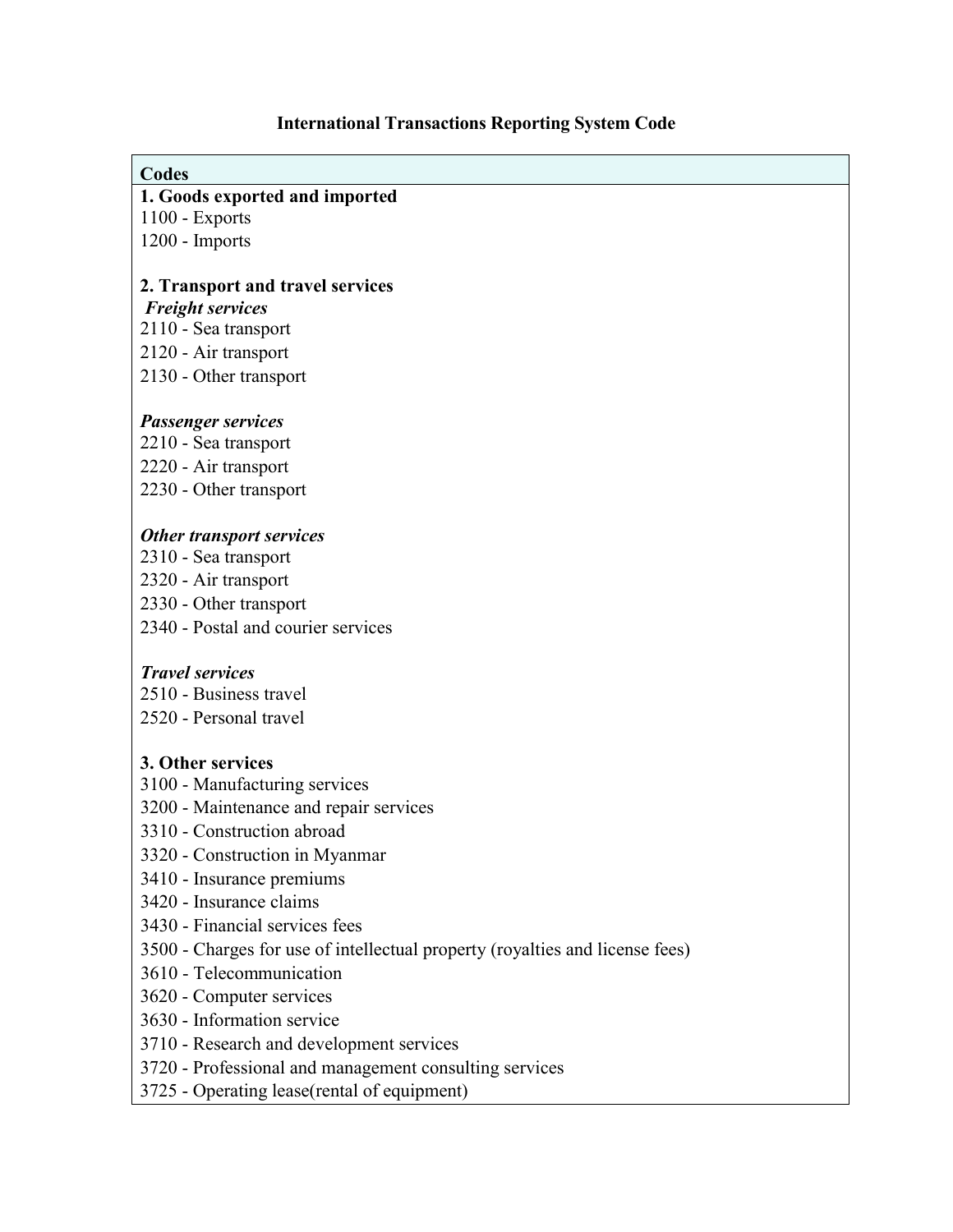# International Transactions Reporting System Code

**Codes**

**1. Goods exported and imported**

1100 - Exports
1200 - Imports

**2. Transport and travel services**

***Freight services***

2110 - Sea transport
2120 - Air transport
2130 - Other transport

***Passenger services***

2210 - Sea transport
2220 - Air transport
2230 - Other transport

***Other transport services***

2310 - Sea transport
2320 - Air transport
2330 - Other transport
2340 - Postal and courier services

***Travel services***

2510 - Business travel
2520 - Personal travel

**3. Other services**

3100 - Manufacturing services
3200 - Maintenance and repair services
3310 - Construction abroad
3320 - Construction in Myanmar
3410 - Insurance premiums
3420 - Insurance claims
3430 - Financial services fees
3500 - Charges for use of intellectual property (royalties and license fees)
3610 - Telecommunication
3620 - Computer services
3630 - Information service
3710 - Research and development services
3720 - Professional and management consulting services
3725 - Operating lease(rental of equipment)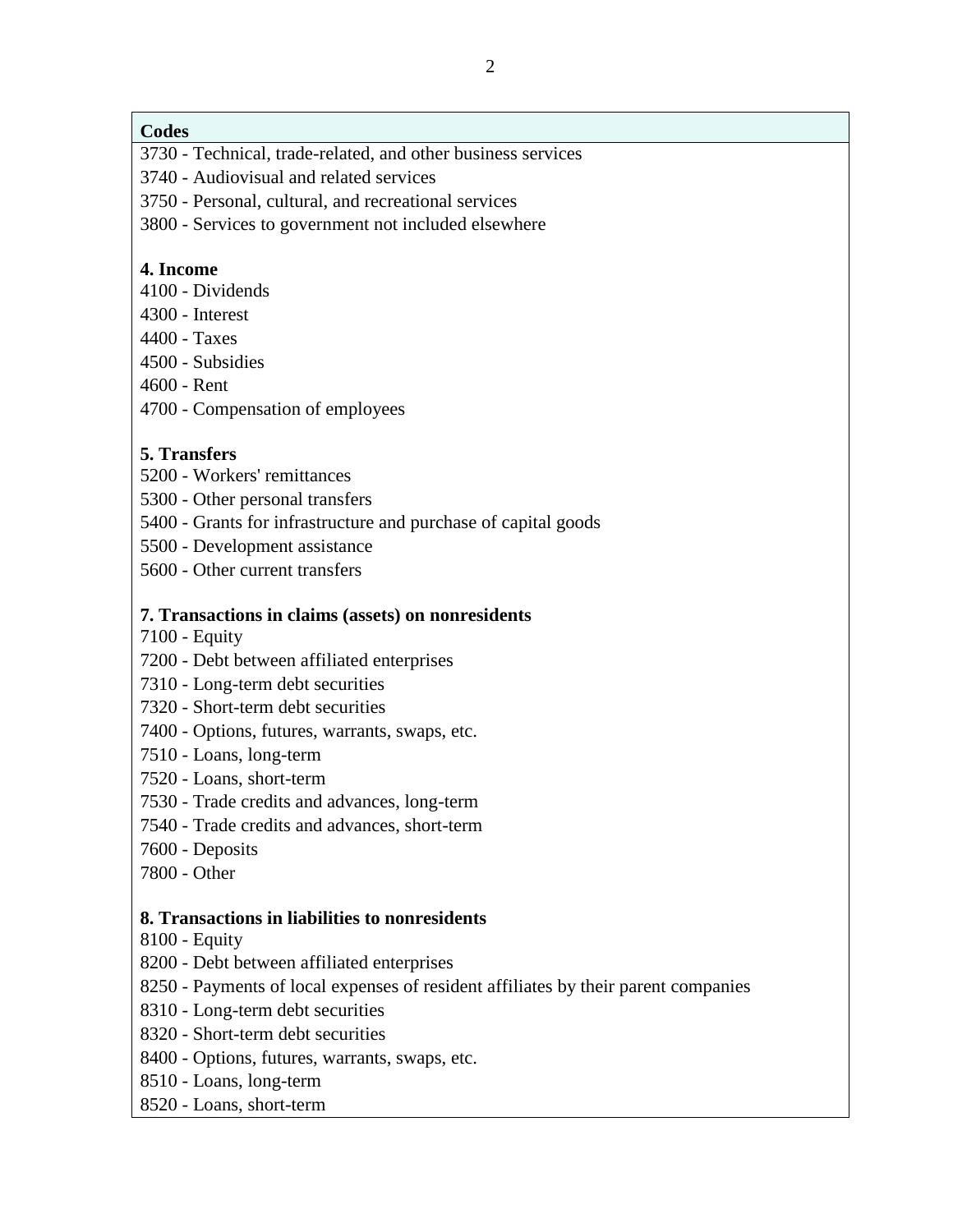**Codes**

3730 - Technical, trade-related, and other business services
3740 - Audiovisual and related services
3750 - Personal, cultural, and recreational services
3800 - Services to government not included elsewhere

**4. Income**

4100 - Dividends
4300 - Interest
4400 - Taxes
4500 - Subsidies
4600 - Rent
4700 - Compensation of employees

**5. Transfers**

5200 - Workers' remittances
5300 - Other personal transfers
5400 - Grants for infrastructure and purchase of capital goods
5500 - Development assistance
5600 - Other current transfers

**7. Transactions in claims (assets) on nonresidents**

7100 - Equity
7200 - Debt between affiliated enterprises
7310 - Long-term debt securities
7320 - Short-term debt securities
7400 - Options, futures, warrants, swaps, etc.
7510 - Loans, long-term
7520 - Loans, short-term
7530 - Trade credits and advances, long-term
7540 - Trade credits and advances, short-term
7600 - Deposits
7800 - Other

**8. Transactions in liabilities to nonresidents**

8100 - Equity
8200 - Debt between affiliated enterprises
8250 - Payments of local expenses of resident affiliates by their parent companies
8310 - Long-term debt securities
8320 - Short-term debt securities
8400 - Options, futures, warrants, swaps, etc.
8510 - Loans, long-term
8520 - Loans, short-term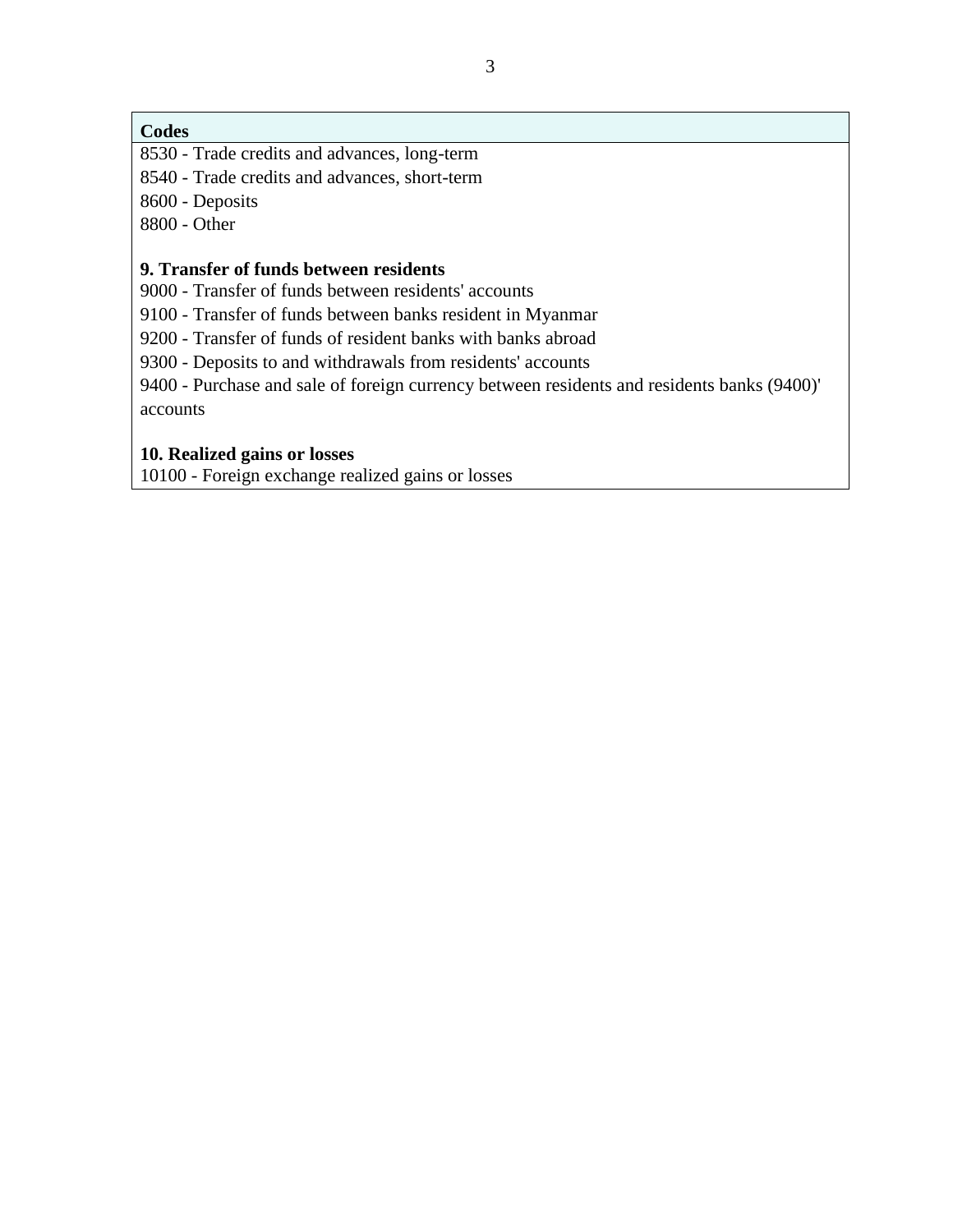| Codes |
| --- |
| 8530 - Trade credits and advances, long-term |
| 8540 - Trade credits and advances, short-term |
| 8600 - Deposits |
| 8800 - Other |
| |
| **9. Transfer of funds between residents** |
| 9000 - Transfer of funds between residents' accounts |
| 9100 - Transfer of funds between banks resident in Myanmar |
| 9200 - Transfer of funds of resident banks with banks abroad |
| 9300 - Deposits to and withdrawals from residents' accounts |
| 9400 - Purchase and sale of foreign currency between residents and residents banks (9400)' accounts |
| |
| **10. Realized gains or losses** |
| 10100 - Foreign exchange realized gains or losses |